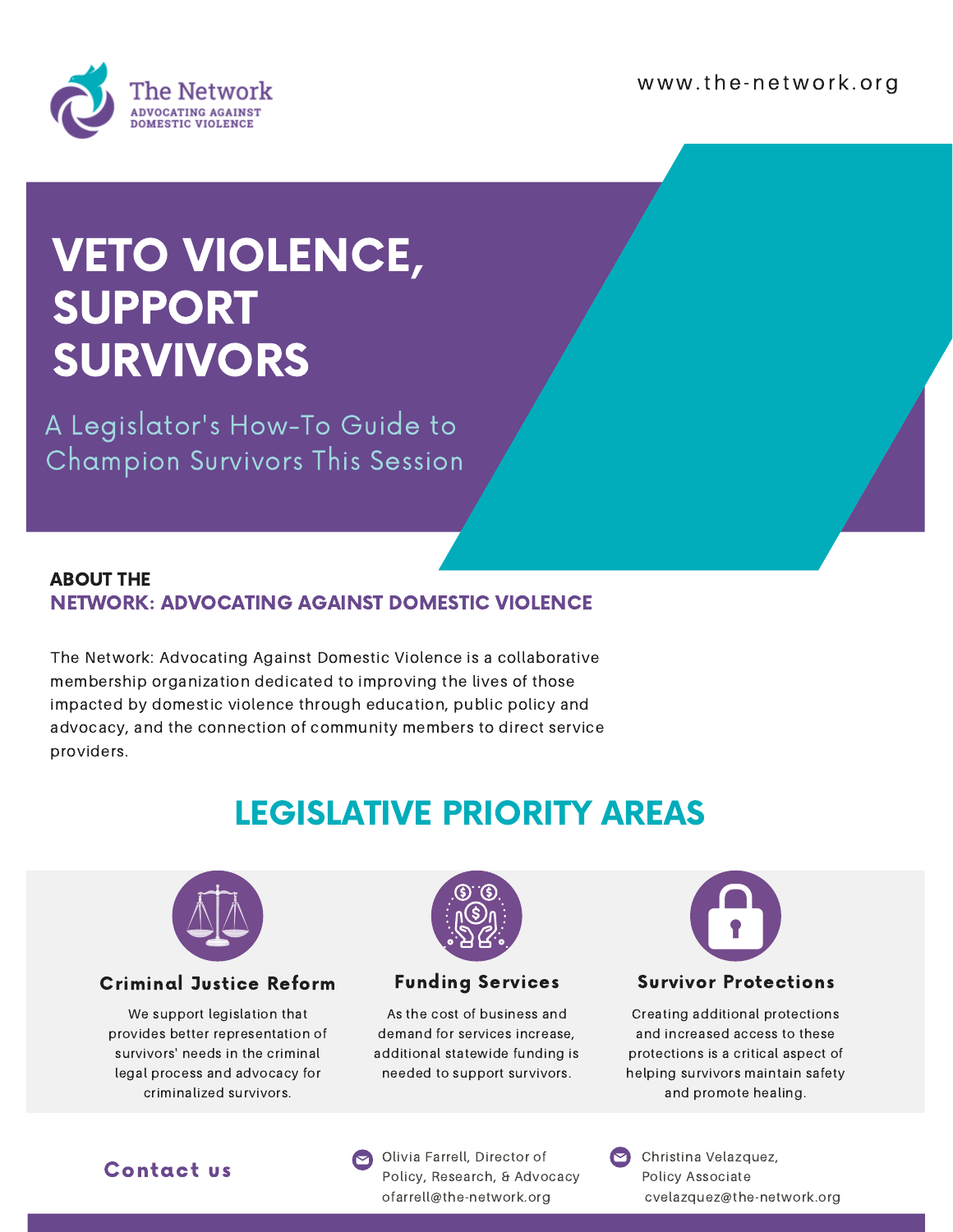The Network
ADVOCATING AGAINST DOMESTIC VIOLENCE

www.the-network.org

# VETO VIOLENCE, SUPPORT SURVIVORS

A Legislator's How-To Guide to Champion Survivors This Session

## ABOUT THE NETWORK: ADVOCATING AGAINST DOMESTIC VIOLENCE

The Network: Advocating Against Domestic Violence is a collaborative membership organization dedicated to improving the lives of those impacted by domestic violence through education, public policy and advocacy, and the connection of community members to direct service providers.

## LEGISLATIVE PRIORITY AREAS

### Criminal Justice Reform

We support legislation that provides better representation of survivors' needs in the criminal legal process and advocacy for criminalized survivors.

### Funding Services

As the cost of business and demand for services increase, additional statewide funding is needed to support survivors.

### Survivor Protections

Creating additional protections and increased access to these protections is a critical aspect of helping survivors maintain safety and promote healing.

## Contact us

Olivia Farrell, Director of Policy, Research, & Advocacy
ofarrell@the-network.org

Christina Velazquez, Policy Associate
cvelazquez@the-network.org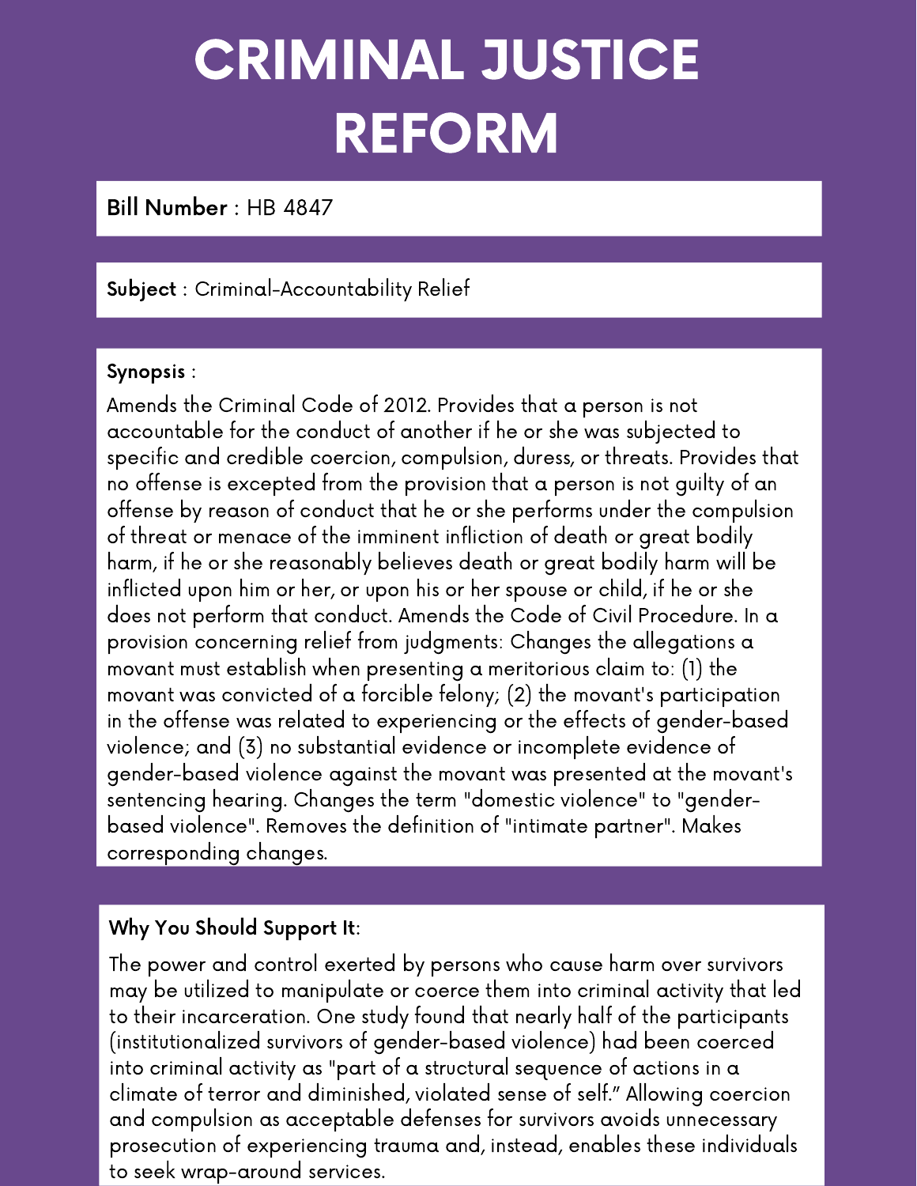# CRIMINAL JUSTICE REFORM

**Bill Number** : HB 4847

**Subject** : Criminal-Accountability Relief

**Synopsis** :

Amends the Criminal Code of 2012. Provides that a person is not accountable for the conduct of another if he or she was subjected to specific and credible coercion, compulsion, duress, or threats. Provides that no offense is excepted from the provision that a person is not guilty of an offense by reason of conduct that he or she performs under the compulsion of threat or menace of the imminent infliction of death or great bodily harm, if he or she reasonably believes death or great bodily harm will be inflicted upon him or her, or upon his or her spouse or child, if he or she does not perform that conduct. Amends the Code of Civil Procedure. In a provision concerning relief from judgments: Changes the allegations a movant must establish when presenting a meritorious claim to: (1) the movant was convicted of a forcible felony; (2) the movant's participation in the offense was related to experiencing or the effects of gender-based violence; and (3) no substantial evidence or incomplete evidence of gender-based violence against the movant was presented at the movant's sentencing hearing. Changes the term "domestic violence" to "gender-based violence". Removes the definition of "intimate partner". Makes corresponding changes.

**Why You Should Support It**:

The power and control exerted by persons who cause harm over survivors may be utilized to manipulate or coerce them into criminal activity that led to their incarceration. One study found that nearly half of the participants (institutionalized survivors of gender-based violence) had been coerced into criminal activity as "part of a structural sequence of actions in a climate of terror and diminished, violated sense of self." Allowing coercion and compulsion as acceptable defenses for survivors avoids unnecessary prosecution of experiencing trauma and, instead, enables these individuals to seek wrap-around services.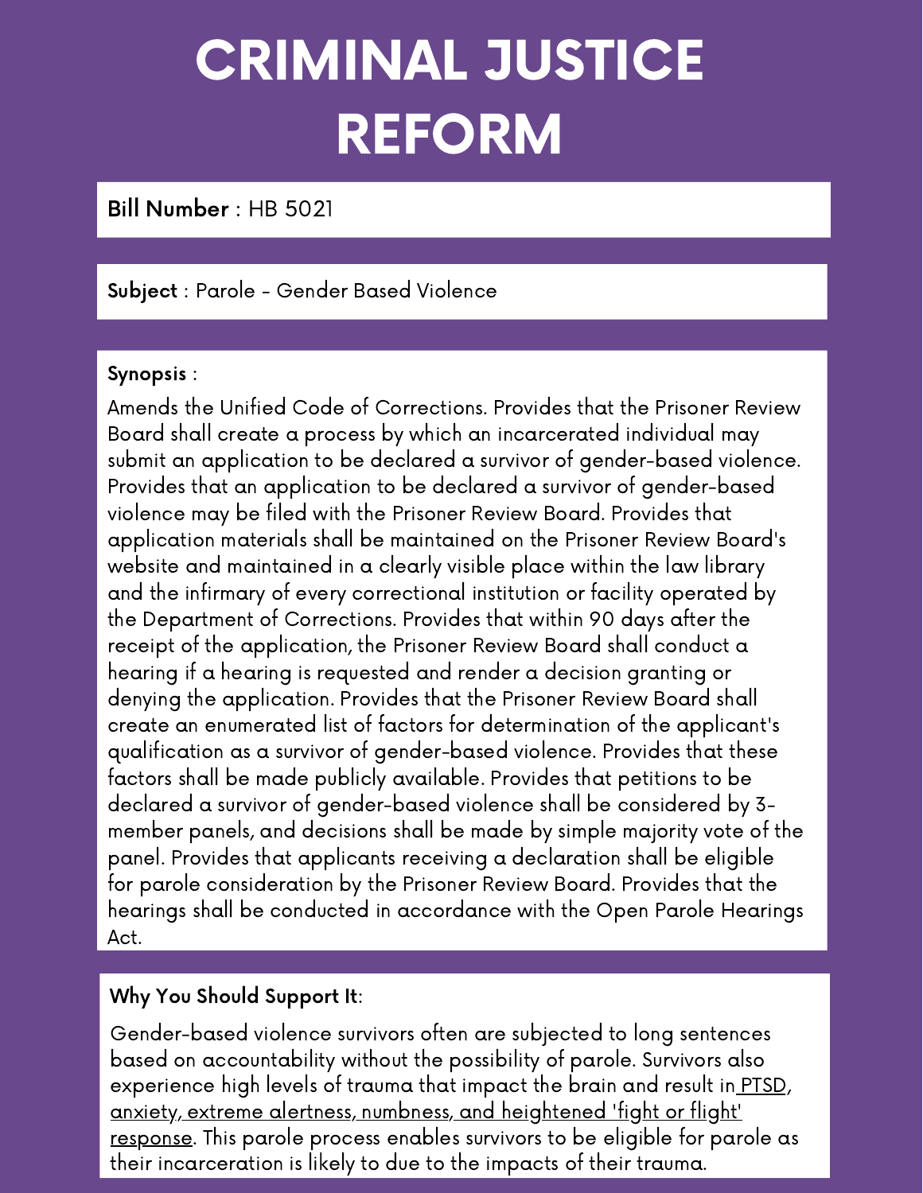# CRIMINAL JUSTICE REFORM

**Bill Number** : HB 5021

**Subject** : Parole - Gender Based Violence

**Synopsis** :

Amends the Unified Code of Corrections. Provides that the Prisoner Review Board shall create a process by which an incarcerated individual may submit an application to be declared a survivor of gender-based violence. Provides that an application to be declared a survivor of gender-based violence may be filed with the Prisoner Review Board. Provides that application materials shall be maintained on the Prisoner Review Board's website and maintained in a clearly visible place within the law library and the infirmary of every correctional institution or facility operated by the Department of Corrections. Provides that within 90 days after the receipt of the application, the Prisoner Review Board shall conduct a hearing if a hearing is requested and render a decision granting or denying the application. Provides that the Prisoner Review Board shall create an enumerated list of factors for determination of the applicant's qualification as a survivor of gender-based violence. Provides that these factors shall be made publicly available. Provides that petitions to be declared a survivor of gender-based violence shall be considered by 3-member panels, and decisions shall be made by simple majority vote of the panel. Provides that applicants receiving a declaration shall be eligible for parole consideration by the Prisoner Review Board. Provides that the hearings shall be conducted in accordance with the Open Parole Hearings Act.

**Why You Should Support It**:

Gender-based violence survivors often are subjected to long sentences based on accountability without the possibility of parole. Survivors also experience high levels of trauma that impact the brain and result in PTSD, anxiety, extreme alertness, numbness, and heightened 'fight or flight' response. This parole process enables survivors to be eligible for parole as their incarceration is likely to due to the impacts of their trauma.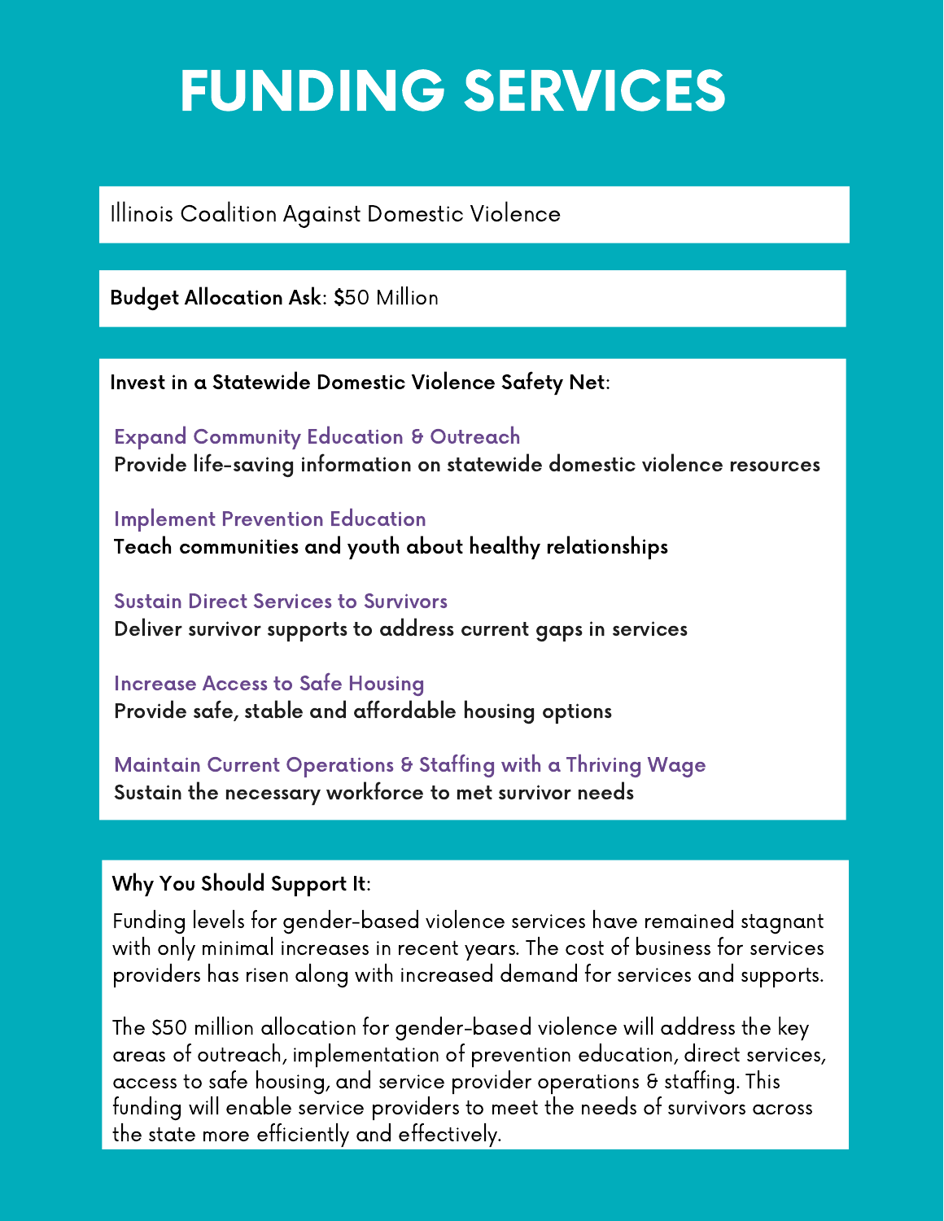# FUNDING SERVICES

Illinois Coalition Against Domestic Violence

**Budget Allocation Ask**: $50 Million

**Invest in a Statewide Domestic Violence Safety Net**:

### Expand Community Education & Outreach
**Provide life-saving information on statewide domestic violence resources**

### Implement Prevention Education
**Teach communities and youth about healthy relationships**

### Sustain Direct Services to Survivors
**Deliver survivor supports to address current gaps in services**

### Increase Access to Safe Housing
**Provide safe, stable and affordable housing options**

### Maintain Current Operations & Staffing with a Thriving Wage
**Sustain the necessary workforce to met survivor needs**

**Why You Should Support It**:

Funding levels for gender-based violence services have remained stagnant with only minimal increases in recent years. The cost of business for services providers has risen along with increased demand for services and supports.

The $50 million allocation for gender-based violence will address the key areas of outreach, implementation of prevention education, direct services, access to safe housing, and service provider operations & staffing. This funding will enable service providers to meet the needs of survivors across the state more efficiently and effectively.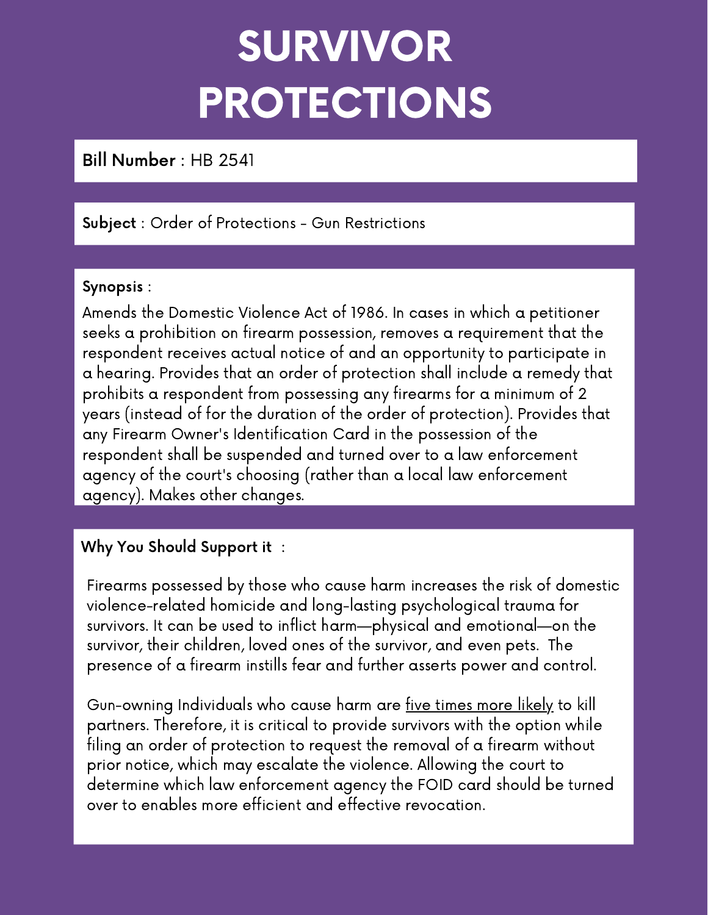# SURVIVOR PROTECTIONS

**Bill Number** : HB 2541

**Subject** : Order of Protections - Gun Restrictions

**Synopsis** :

Amends the Domestic Violence Act of 1986. In cases in which a petitioner seeks a prohibition on firearm possession, removes a requirement that the respondent receives actual notice of and an opportunity to participate in a hearing. Provides that an order of protection shall include a remedy that prohibits a respondent from possessing any firearms for a minimum of 2 years (instead of for the duration of the order of protection). Provides that any Firearm Owner's Identification Card in the possession of the respondent shall be suspended and turned over to a law enforcement agency of the court's choosing (rather than a local law enforcement agency). Makes other changes.

**Why You Should Support it** :

Firearms possessed by those who cause harm increases the risk of domestic violence-related homicide and long-lasting psychological trauma for survivors. It can be used to inflict harm—physical and emotional—on the survivor, their children, loved ones of the survivor, and even pets. The presence of a firearm instills fear and further asserts power and control.

Gun-owning Individuals who cause harm are five times more likely to kill partners. Therefore, it is critical to provide survivors with the option while filing an order of protection to request the removal of a firearm without prior notice, which may escalate the violence. Allowing the court to determine which law enforcement agency the FOID card should be turned over to enables more efficient and effective revocation.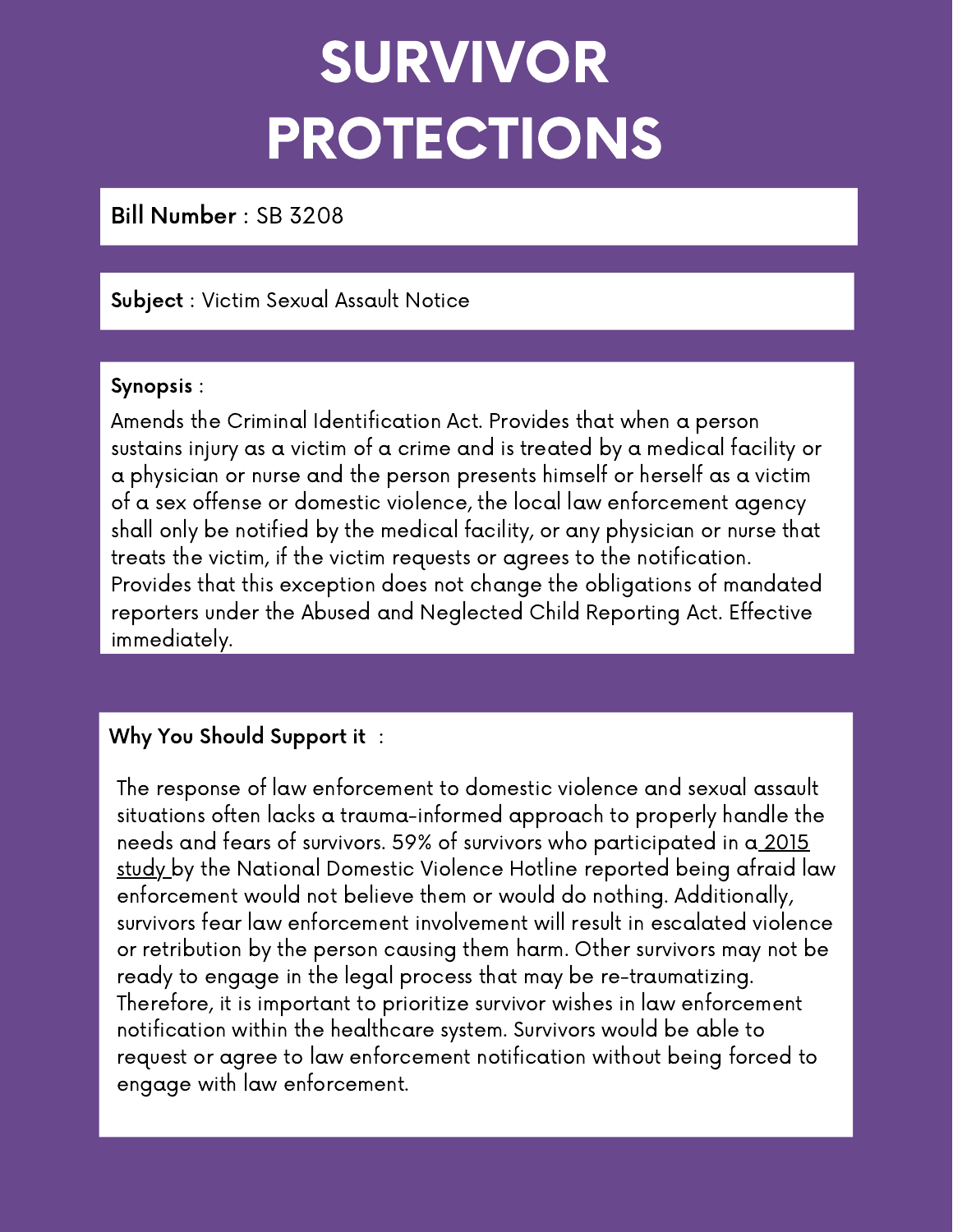# SURVIVOR PROTECTIONS

**Bill Number** : SB 3208

**Subject** : Victim Sexual Assault Notice

**Synopsis** :

Amends the Criminal Identification Act. Provides that when a person sustains injury as a victim of a crime and is treated by a medical facility or a physician or nurse and the person presents himself or herself as a victim of a sex offense or domestic violence, the local law enforcement agency shall only be notified by the medical facility, or any physician or nurse that treats the victim, if the victim requests or agrees to the notification. Provides that this exception does not change the obligations of mandated reporters under the Abused and Neglected Child Reporting Act. Effective immediately.

**Why You Should Support it** :

The response of law enforcement to domestic violence and sexual assault situations often lacks a trauma-informed approach to properly handle the needs and fears of survivors. 59% of survivors who participated in a 2015 study by the National Domestic Violence Hotline reported being afraid law enforcement would not believe them or would do nothing. Additionally, survivors fear law enforcement involvement will result in escalated violence or retribution by the person causing them harm. Other survivors may not be ready to engage in the legal process that may be re-traumatizing. Therefore, it is important to prioritize survivor wishes in law enforcement notification within the healthcare system. Survivors would be able to request or agree to law enforcement notification without being forced to engage with law enforcement.